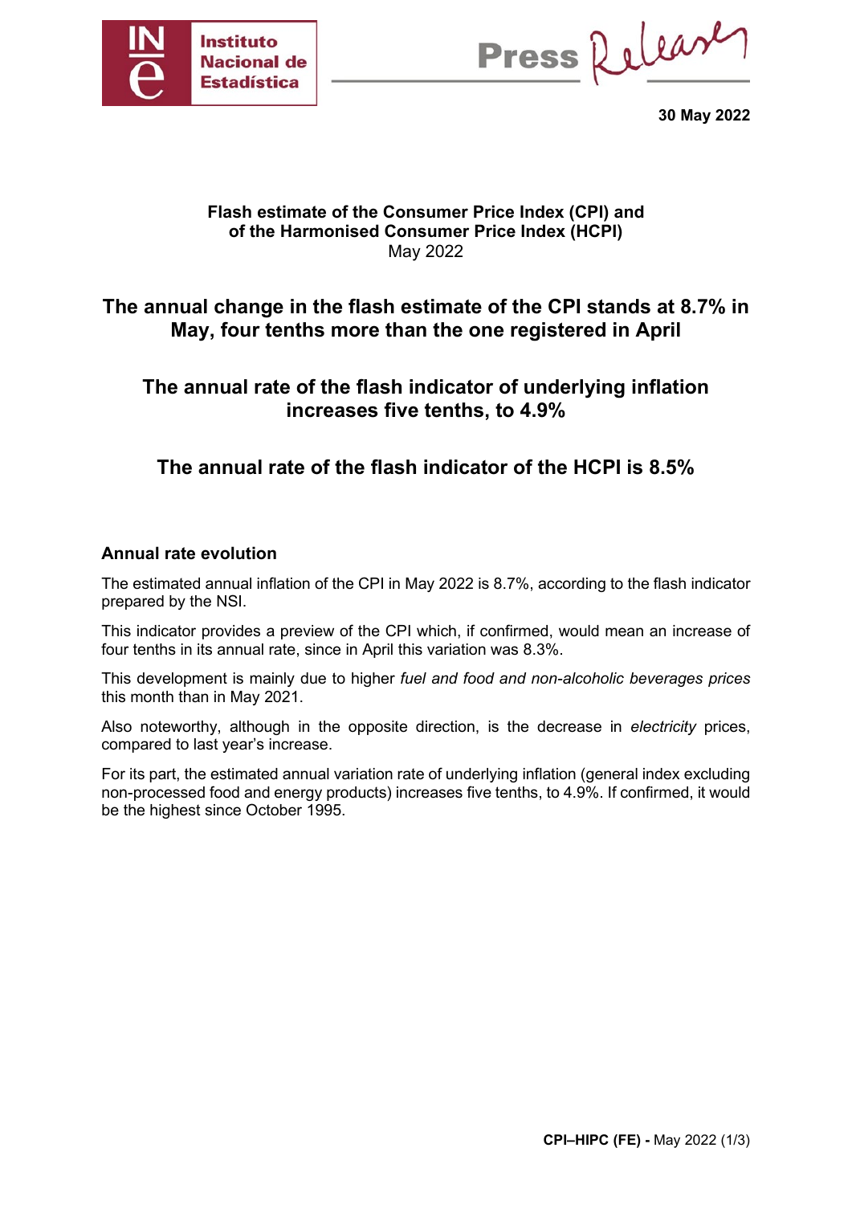30 May 2022

**Flash estimate of the Consumer Price Index (CPI) and of the Harmonised Consumer Price Index (HCPI)**
May 2022

# The annual change in the flash estimate of the CPI stands at 8.7% in May, four tenths more than the one registered in April

# The annual rate of the flash indicator of underlying inflation increases five tenths, to 4.9%

# The annual rate of the flash indicator of the HCPI is 8.5%

## Annual rate evolution

The estimated annual inflation of the CPI in May 2022 is 8.7%, according to the flash indicator prepared by the NSI.

This indicator provides a preview of the CPI which, if confirmed, would mean an increase of four tenths in its annual rate, since in April this variation was 8.3%.

This development is mainly due to higher *fuel and food and non-alcoholic beverages prices* this month than in May 2021.

Also noteworthy, although in the opposite direction, is the decrease in *electricity* prices, compared to last year's increase.

For its part, the estimated annual variation rate of underlying inflation (general index excluding non-processed food and energy products) increases five tenths, to 4.9%. If confirmed, it would be the highest since October 1995.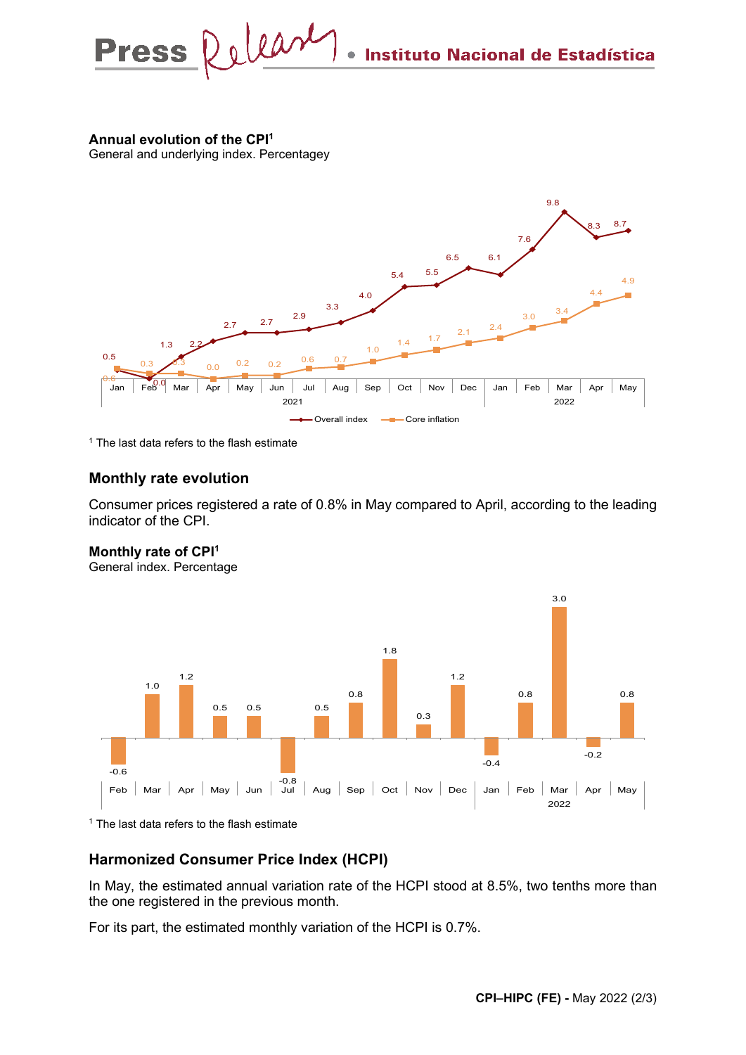**Annual evolution of the CPI[1]**
General and underlying index. Percentagey

| | Jan 2021 | Feb | Mar | Apr | May | Jun | Jul | Aug | Sep | Oct | Nov | Dec | Jan 2022 | Feb | Mar | Apr | May |
|---|---|---|---|---|---|---|---|---|---|---|---|---|---|---|---|---|---|
| Overall index | 0.5 | 0.0 | 1.3 | 2.2 | 2.7 | 2.7 | 2.9 | 3.3 | 4.0 | 5.4 | 5.5 | 6.5 | 6.1 | 7.6 | 9.8 | 8.3 | 8.7 |
| Core inflation | 0.6 | 0.3 | 0.3 | 0.0 | 0.2 | 0.2 | 0.6 | 0.7 | 1.0 | 1.4 | 1.7 | 2.1 | 2.4 | 3.0 | 3.4 | 4.4 | 4.9 |

[1] The last data refers to the flash estimate

## Monthly rate evolution

Consumer prices registered a rate of 0.8% in May compared to April, according to the leading indicator of the CPI.

**Monthly rate of CPI[1]**
General index. Percentage

| Feb 2021 | Mar | Apr | May | Jun | Jul | Aug | Sep | Oct | Nov | Dec | Jan 2022 | Feb | Mar | Apr | May |
|---|---|---|---|---|---|---|---|---|---|---|---|---|---|---|---|
| -0.6 | 1.0 | 1.2 | 0.5 | 0.5 | -0.8 | 0.5 | 0.8 | 1.8 | 0.3 | 1.2 | -0.4 | 0.8 | 3.0 | -0.2 | 0.8 |

[1] The last data refers to the flash estimate

## Harmonized Consumer Price Index (HCPI)

In May, the estimated annual variation rate of the HCPI stood at 8.5%, two tenths more than the one registered in the previous month.

For its part, the estimated monthly variation of the HCPI is 0.7%.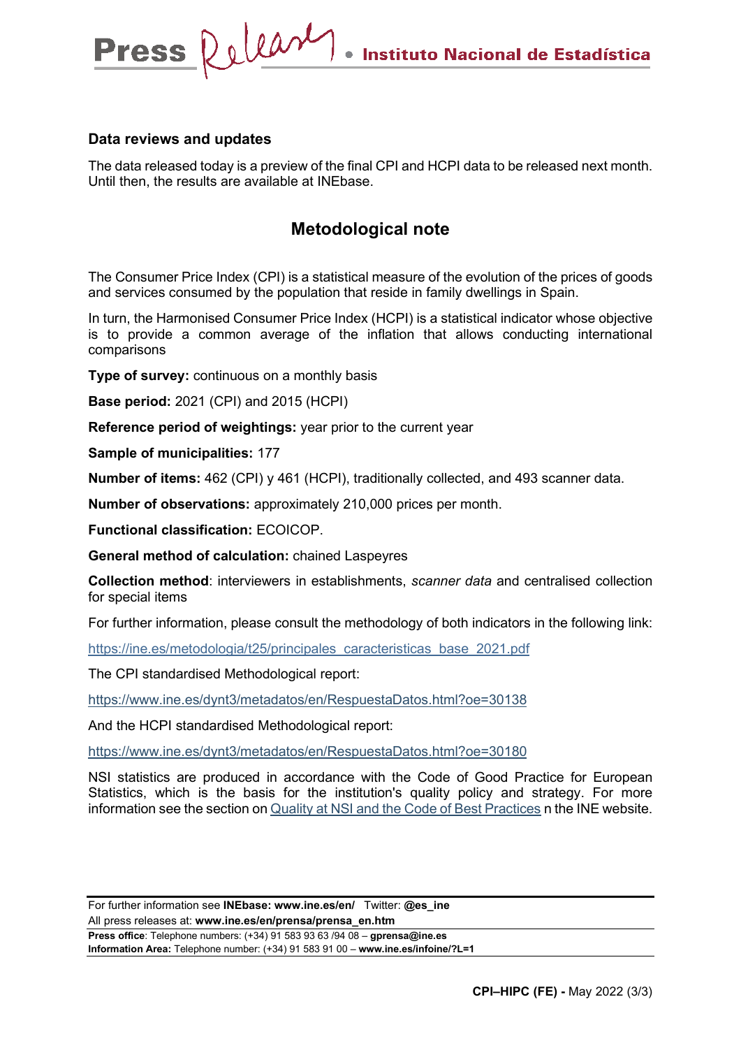## Data reviews and updates

The data released today is a preview of the final CPI and HCPI data to be released next month. Until then, the results are available at INEbase.

## Metodological note

The Consumer Price Index (CPI) is a statistical measure of the evolution of the prices of goods and services consumed by the population that reside in family dwellings in Spain.

In turn, the Harmonised Consumer Price Index (HCPI) is a statistical indicator whose objective is to provide a common average of the inflation that allows conducting international comparisons

**Type of survey:** continuous on a monthly basis

**Base period:** 2021 (CPI) and 2015 (HCPI)

**Reference period of weightings:** year prior to the current year

**Sample of municipalities:** 177

**Number of items:** 462 (CPI) y 461 (HCPI), traditionally collected, and 493 scanner data.

**Number of observations:** approximately 210,000 prices per month.

**Functional classification:** ECOICOP.

**General method of calculation:** chained Laspeyres

**Collection method**: interviewers in establishments, *scanner data* and centralised collection for special items

For further information, please consult the methodology of both indicators in the following link:

[https://ine.es/metodologia/t25/principales_caracteristicas_base_2021.pdf](https://ine.es/metodologia/t25/principales_caracteristicas_base_2021.pdf)

The CPI standardised Methodological report:

[https://www.ine.es/dynt3/metadatos/en/RespuestaDatos.html?oe=30138](https://www.ine.es/dynt3/metadatos/en/RespuestaDatos.html?oe=30138)

And the HCPI standardised Methodological report:

[https://www.ine.es/dynt3/metadatos/en/RespuestaDatos.html?oe=30180](https://www.ine.es/dynt3/metadatos/en/RespuestaDatos.html?oe=30180)

NSI statistics are produced in accordance with the Code of Good Practice for European Statistics, which is the basis for the institution's quality policy and strategy. For more information see the section on Quality at NSI and the Code of Best Practices n the INE website.

For further information see **INEbase: www.ine.es/en/** Twitter: **@es_ine**
All press releases at: **www.ine.es/en/prensa/prensa_en.htm**
**Press office**: Telephone numbers: (+34) 91 583 93 63 /94 08 – **gprensa@ine.es**
**Information Area:** Telephone number: (+34) 91 583 91 00 – **www.ine.es/infoine/?L=1**